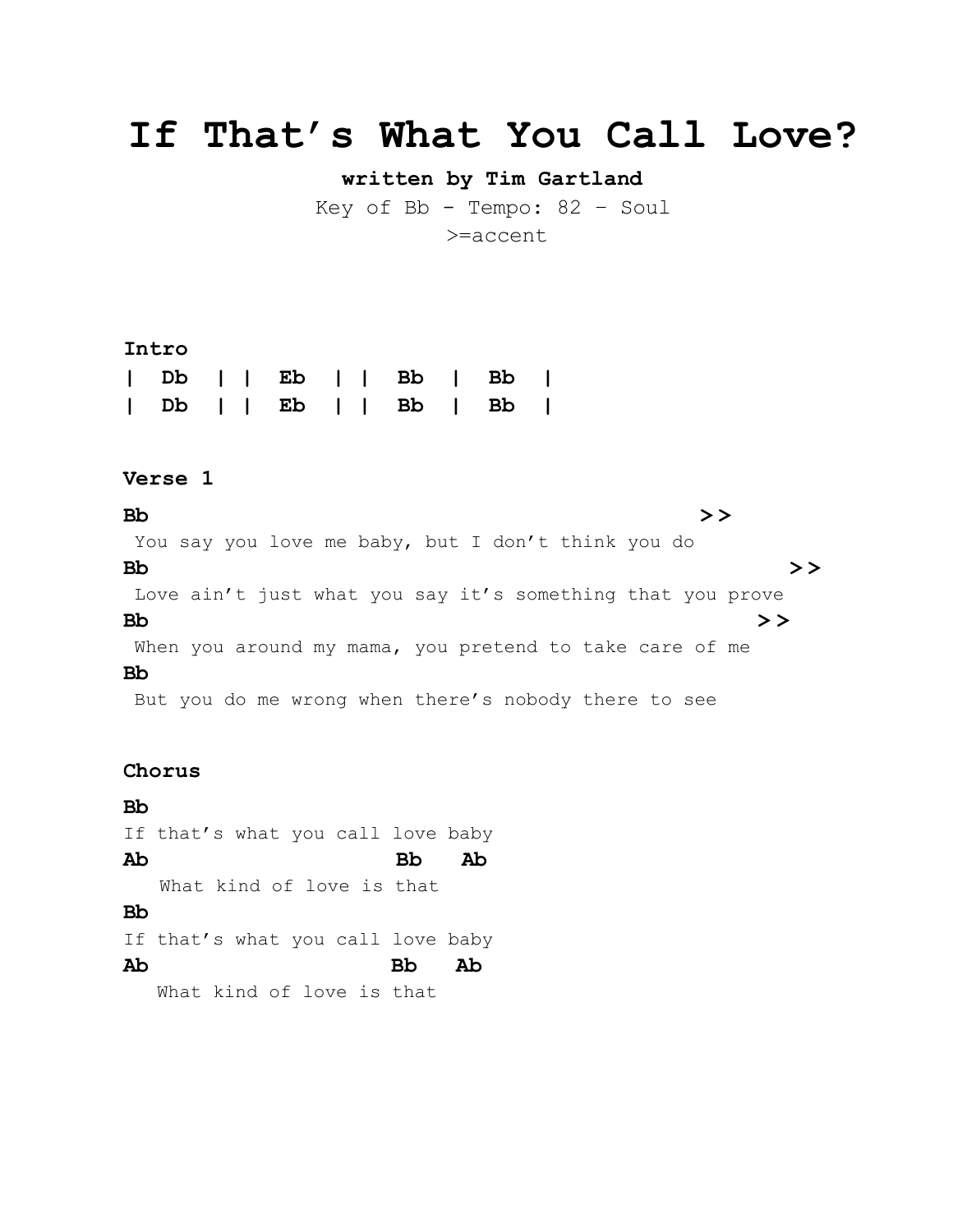# If That's What You Call Love?

**written by Tim Gartland**

Key of Bb - Tempo: 82 – Soul

>=accent

**Intro**

```
|  Db  | |  Eb  | |  Bb  |  Bb  |
|  Db  | |  Eb  | |  Bb  |  Bb  |
```

**Verse 1**

```
Bb                                               >>
 You say you love me baby, but I don't think you do
Bb                                                       >>
 Love ain't just what you say it's something that you prove
Bb                                                    >>
 When you around my mama, you pretend to take care of me
Bb
 But you do me wrong when there's nobody there to see
```

**Chorus**

```
Bb
If that's what you call love baby
Ab                     Bb   Ab
   What kind of love is that
Bb
If that's what you call love baby
Ab                     Bb   Ab
   What kind of love is that
```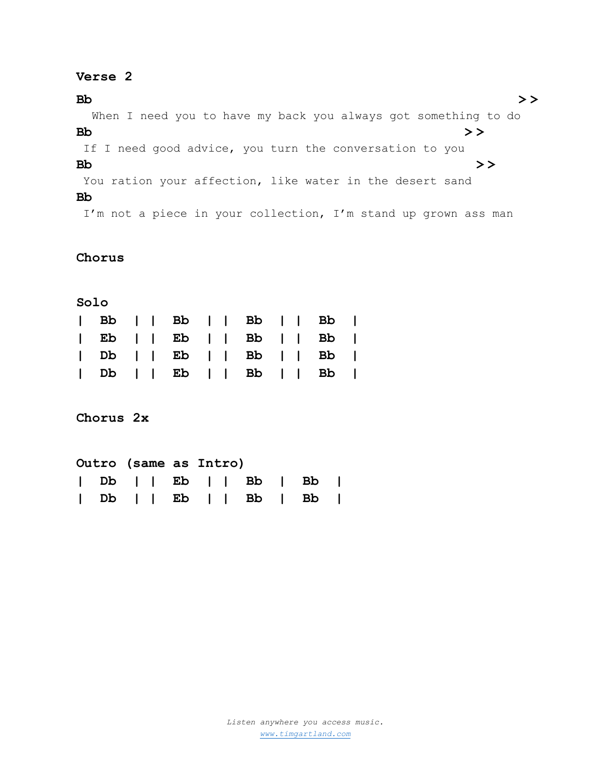**Verse 2**

```
Bb                                                              >>
  When I need you to have my back you always got something to do
Bb                                                       >>
 If I need good advice, you turn the conversation to you
Bb                                                         >>
 You ration your affection, like water in the desert sand
Bb
 I'm not a piece in your collection, I'm stand up grown ass man
```

**Chorus**

**Solo**

| | | | |
|---|---|---|---|
| Bb | Bb | Bb | Bb |
| Eb | Eb | Bb | Bb |
| Db | Eb | Bb | Bb |
| Db | Eb | Bb | Bb |

**Chorus 2x**

**Outro (same as Intro)**

| | | | |
|---|---|---|---|
| Db | Eb | Bb | Bb |
| Db | Eb | Bb | Bb |

*Listen anywhere you access music.*
*www.timgartland.com*